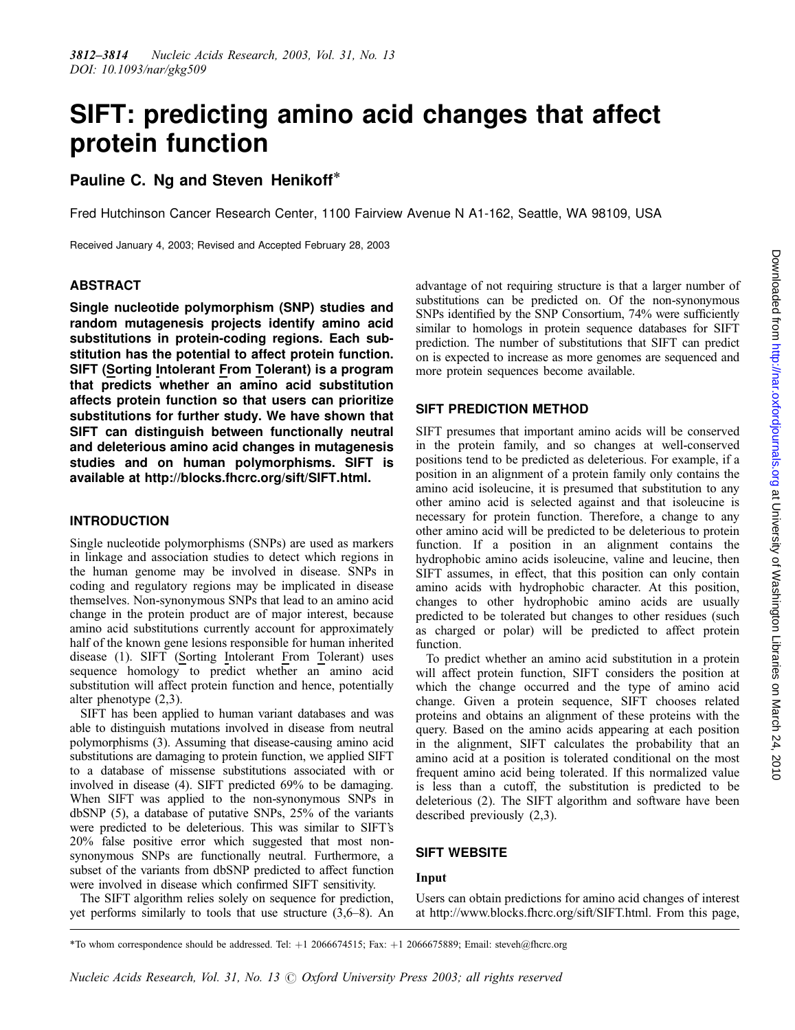# SIFT: predicting amino acid changes that affect protein function

**Pauline C. Ng and Steven Henikoff***

Fred Hutchinson Cancer Research Center, 1100 Fairview Avenue N A1-162, Seattle, WA 98109, USA

Received January 4, 2003; Revised and Accepted February 28, 2003

## ABSTRACT

**Single nucleotide polymorphism (SNP) studies and random mutagenesis projects identify amino acid substitutions in protein-coding regions. Each substitution has the potential to affect protein function. SIFT (Sorting Intolerant From Tolerant) is a program that predicts whether an amino acid substitution affects protein function so that users can prioritize substitutions for further study. We have shown that SIFT can distinguish between functionally neutral and deleterious amino acid changes in mutagenesis studies and on human polymorphisms. SIFT is available at http://blocks.fhcrc.org/sift/SIFT.html.**

## INTRODUCTION

Single nucleotide polymorphisms (SNPs) are used as markers in linkage and association studies to detect which regions in the human genome may be involved in disease. SNPs in coding and regulatory regions may be implicated in disease themselves. Non-synonymous SNPs that lead to an amino acid change in the protein product are of major interest, because amino acid substitutions currently account for approximately half of the known gene lesions responsible for human inherited disease (1). SIFT (Sorting Intolerant From Tolerant) uses sequence homology to predict whether an amino acid substitution will affect protein function and hence, potentially alter phenotype (2,3).

SIFT has been applied to human variant databases and was able to distinguish mutations involved in disease from neutral polymorphisms (3). Assuming that disease-causing amino acid substitutions are damaging to protein function, we applied SIFT to a database of missense substitutions associated with or involved in disease (4). SIFT predicted 69% to be damaging. When SIFT was applied to the non-synonymous SNPs in dbSNP (5), a database of putative SNPs, 25% of the variants were predicted to be deleterious. This was similar to SIFT's 20% false positive error which suggested that most non-synonymous SNPs are functionally neutral. Furthermore, a subset of the variants from dbSNP predicted to affect function were involved in disease which confirmed SIFT sensitivity.

The SIFT algorithm relies solely on sequence for prediction, yet performs similarly to tools that use structure (3,6–8). An advantage of not requiring structure is that a larger number of substitutions can be predicted on. Of the non-synonymous SNPs identified by the SNP Consortium, 74% were sufficiently similar to homologs in protein sequence databases for SIFT prediction. The number of substitutions that SIFT can predict on is expected to increase as more genomes are sequenced and more protein sequences become available.

## SIFT PREDICTION METHOD

SIFT presumes that important amino acids will be conserved in the protein family, and so changes at well-conserved positions tend to be predicted as deleterious. For example, if a position in an alignment of a protein family only contains the amino acid isoleucine, it is presumed that substitution to any other amino acid is selected against and that isoleucine is necessary for protein function. Therefore, a change to any other amino acid will be predicted to be deleterious to protein function. If a position in an alignment contains the hydrophobic amino acids isoleucine, valine and leucine, then SIFT assumes, in effect, that this position can only contain amino acids with hydrophobic character. At this position, changes to other hydrophobic amino acids are usually predicted to be tolerated but changes to other residues (such as charged or polar) will be predicted to affect protein function.

To predict whether an amino acid substitution in a protein will affect protein function, SIFT considers the position at which the change occurred and the type of amino acid change. Given a protein sequence, SIFT chooses related proteins and obtains an alignment of these proteins with the query. Based on the amino acids appearing at each position in the alignment, SIFT calculates the probability that an amino acid at a position is tolerated conditional on the most frequent amino acid being tolerated. If this normalized value is less than a cutoff, the substitution is predicted to be deleterious (2). The SIFT algorithm and software have been described previously (2,3).

## SIFT WEBSITE

### Input

Users can obtain predictions for amino acid changes of interest at http://www.blocks.fhcrc.org/sift/SIFT.html. From this page,

*To whom correspondence should be addressed. Tel: +1 2066674515; Fax: +1 2066675889; Email: steveh@fhcrc.org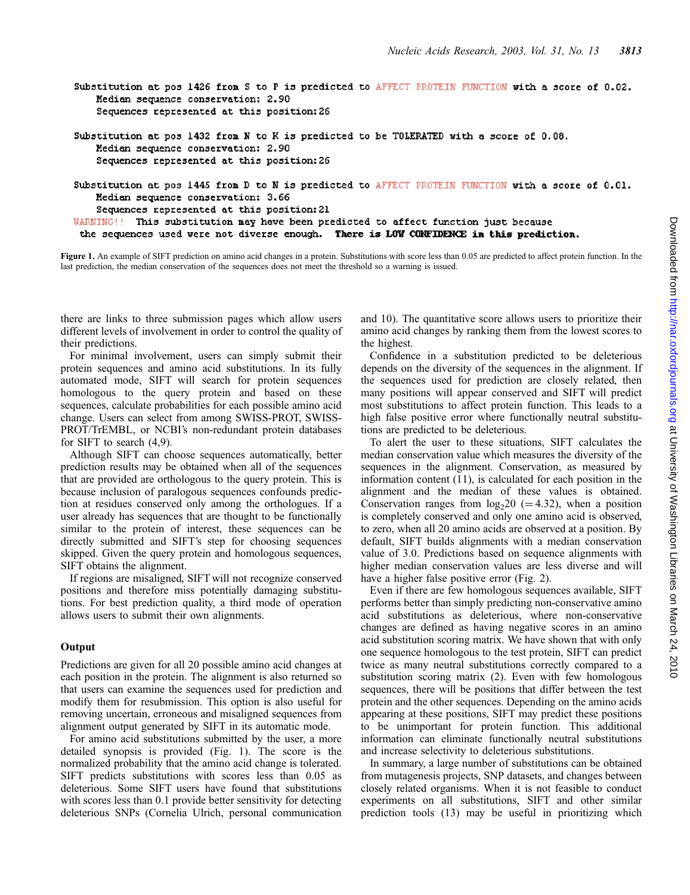```
Substitution at pos 1426 from S to P is predicted to AFFECT PROTEIN FUNCTION with a score of 0.02.
    Median sequence conservation: 2.90
    Sequences represented at this position:26

Substitution at pos 1432 from N to K is predicted to be TOLERATED with a score of 0.08.
    Median sequence conservation: 2.90
    Sequences represented at this position:26

Substitution at pos 1445 from D to N is predicted to AFFECT PROTEIN FUNCTION with a score of 0.01.
    Median sequence conservation: 3.66
    Sequences represented at this position:21
WARNING!!  This substitution may have been predicted to affect function just because
 the sequences used were not diverse enough.  There is LOW CONFIDENCE in this prediction.
```

**Figure 1.** An example of SIFT prediction on amino acid changes in a protein. Substitutions with score less than 0.05 are predicted to affect protein function. In the last prediction, the median conservation of the sequences does not meet the threshold so a warning is issued.

there are links to three submission pages which allow users different levels of involvement in order to control the quality of their predictions.

For minimal involvement, users can simply submit their protein sequences and amino acid substitutions. In its fully automated mode, SIFT will search for protein sequences homologous to the query protein and based on these sequences, calculate probabilities for each possible amino acid change. Users can select from among SWISS-PROT, SWISS-PROT/TrEMBL, or NCBI's non-redundant protein databases for SIFT to search (4,9).

Although SIFT can choose sequences automatically, better prediction results may be obtained when all of the sequences that are provided are orthologous to the query protein. This is because inclusion of paralogous sequences confounds prediction at residues conserved only among the orthologues. If a user already has sequences that are thought to be functionally similar to the protein of interest, these sequences can be directly submitted and SIFT's step for choosing sequences skipped. Given the query protein and homologous sequences, SIFT obtains the alignment.

If regions are misaligned, SIFT will not recognize conserved positions and therefore miss potentially damaging substitutions. For best prediction quality, a third mode of operation allows users to submit their own alignments.

## Output

Predictions are given for all 20 possible amino acid changes at each position in the protein. The alignment is also returned so that users can examine the sequences used for prediction and modify them for resubmission. This option is also useful for removing uncertain, erroneous and misaligned sequences from alignment output generated by SIFT in its automatic mode.

For amino acid substitutions submitted by the user, a more detailed synopsis is provided (Fig. 1). The score is the normalized probability that the amino acid change is tolerated. SIFT predicts substitutions with scores less than 0.05 as deleterious. Some SIFT users have found that substitutions with scores less than 0.1 provide better sensitivity for detecting deleterious SNPs (Cornelia Ulrich, personal communication and 10). The quantitative score allows users to prioritize their amino acid changes by ranking them from the lowest scores to the highest.

Confidence in a substitution predicted to be deleterious depends on the diversity of the sequences in the alignment. If the sequences used for prediction are closely related, then many positions will appear conserved and SIFT will predict most substitutions to affect protein function. This leads to a high false positive error where functionally neutral substitutions are predicted to be deleterious.

To alert the user to these situations, SIFT calculates the median conservation value which measures the diversity of the sequences in the alignment. Conservation, as measured by information content (11), is calculated for each position in the alignment and the median of these values is obtained. Conservation ranges from $\log_2 20$ (=4.32), when a position is completely conserved and only one amino acid is observed, to zero, when all 20 amino acids are observed at a position. By default, SIFT builds alignments with a median conservation value of 3.0. Predictions based on sequence alignments with higher median conservation values are less diverse and will have a higher false positive error (Fig. 2).

Even if there are few homologous sequences available, SIFT performs better than simply predicting non-conservative amino acid substitutions as deleterious, where non-conservative changes are defined as having negative scores in an amino acid substitution scoring matrix. We have shown that with only one sequence homologous to the test protein, SIFT can predict twice as many neutral substitutions correctly compared to a substitution scoring matrix (2). Even with few homologous sequences, there will be positions that differ between the test protein and the other sequences. Depending on the amino acids appearing at these positions, SIFT may predict these positions to be unimportant for protein function. This additional information can eliminate functionally neutral substitutions and increase selectivity to deleterious substitutions.

In summary, a large number of substitutions can be obtained from mutagenesis projects, SNP datasets, and changes between closely related organisms. When it is not feasible to conduct experiments on all substitutions, SIFT and other similar prediction tools (13) may be useful in prioritizing which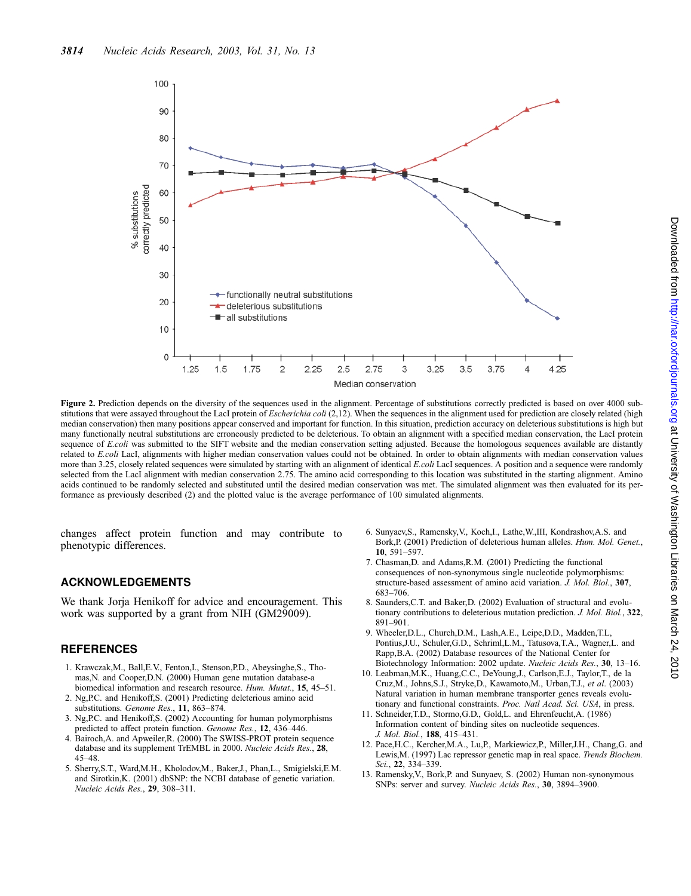100
90
80
70
60
50
40
30
20
10
0

% substitutions correctly predicted

1.25 1.5 1.75 2 2.25 2.5 2.75 3 3.25 3.5 3.75 4 4.25

Median conservation

functionally neutral substitutions
deleterious substitutions
all substitutions

**Figure 2.** Prediction depends on the diversity of the sequences used in the alignment. Percentage of substitutions correctly predicted is based on over 4000 substitutions that were assayed throughout the LacI protein of *Escherichia coli* (2,12). When the sequences in the alignment used for prediction are closely related (high median conservation) then many positions appear conserved and important for function. In this situation, prediction accuracy on deleterious substitutions is high but many functionally neutral substitutions are erroneously predicted to be deleterious. To obtain an alignment with a specified median conservation, the LacI protein sequence of *E.coli* was submitted to the SIFT website and the median conservation setting adjusted. Because the homologous sequences available are distantly related to *E.coli* LacI, alignments with higher median conservation values could not be obtained. In order to obtain alignments with median conservation values more than 3.25, closely related sequences were simulated by starting with an alignment of identical *E.coli* LacI sequences. A position and a sequence were randomly selected from the LacI alignment with median conservation 2.75. The amino acid corresponding to this location was substituted in the starting alignment. Amino acids continued to be randomly selected and substituted until the desired median conservation was met. The simulated alignment was then evaluated for its performance as previously described (2) and the plotted value is the average performance of 100 simulated alignments.

changes affect protein function and may contribute to phenotypic differences.

## ACKNOWLEDGEMENTS

We thank Jorja Henikoff for advice and encouragement. This work was supported by a grant from NIH (GM29009).

## REFERENCES

1. Krawczak,M., Ball,E.V., Fenton,I., Stenson,P.D., Abeysinghe,S., Thomas,N. and Cooper,D.N. (2000) Human gene mutation database-a biomedical information and research resource. *Hum. Mutat.*, **15**, 45–51.
2. Ng,P.C. and Henikoff,S. (2001) Predicting deleterious amino acid substitutions. *Genome Res.*, **11**, 863–874.
3. Ng,P.C. and Henikoff,S. (2002) Accounting for human polymorphisms predicted to affect protein function. *Genome Res.*, **12**, 436–446.
4. Bairoch,A. and Apweiler,R. (2000) The SWISS-PROT protein sequence database and its supplement TrEMBL in 2000. *Nucleic Acids Res.*, **28**, 45–48.
5. Sherry,S.T., Ward,M.H., Kholodov,M., Baker,J., Phan,L., Smigielski,E.M. and Sirotkin,K. (2001) dbSNP: the NCBI database of genetic variation. *Nucleic Acids Res.*, **29**, 308–311.
6. Sunyaev,S., Ramensky,V., Koch,I., Lathe,W.,III, Kondrashov,A.S. and Bork,P. (2001) Prediction of deleterious human alleles. *Hum. Mol. Genet.*, **10**, 591–597.
7. Chasman,D. and Adams,R.M. (2001) Predicting the functional consequences of non-synonymous single nucleotide polymorphisms: structure-based assessment of amino acid variation. *J. Mol. Biol.*, **307**, 683–706.
8. Saunders,C.T. and Baker,D. (2002) Evaluation of structural and evolutionary contributions to deleterious mutation prediction. *J. Mol. Biol.*, **322**, 891–901.
9. Wheeler,D.L., Church,D.M., Lash,A.E., Leipe,D.D., Madden,T.L., Pontius,J.U., Schuler,G.D., Schriml,L.M., Tatusova,T.A., Wagner,L. and Rapp,B.A. (2002) Database resources of the National Center for Biotechnology Information: 2002 update. *Nucleic Acids Res.*, **30**, 13–16.
10. Leabman,M.K., Huang,C.C., DeYoung,J., Carlson,E.J., Taylor,T., de la Cruz,M., Johns,S.J., Stryke,D., Kawamoto,M., Urban,T.J., *et al.* (2003) Natural variation in human membrane transporter genes reveals evolutionary and functional constraints. *Proc. Natl Acad. Sci. USA*, in press.
11. Schneider,T.D., Stormo,G.D., Gold,L. and Ehrenfeucht,A. (1986) Information content of binding sites on nucleotide sequences. *J. Mol. Biol.*, **188**, 415–431.
12. Pace,H.C., Kercher,M.A., Lu,P., Markiewicz,P., Miller,J.H., Chang,G. and Lewis,M. (1997) Lac repressor genetic map in real space. *Trends Biochem. Sci.*, **22**, 334–339.
13. Ramensky,V., Bork,P. and Sunyaev, S. (2002) Human non-synonymous SNPs: server and survey. *Nucleic Acids Res.*, **30**, 3894–3900.